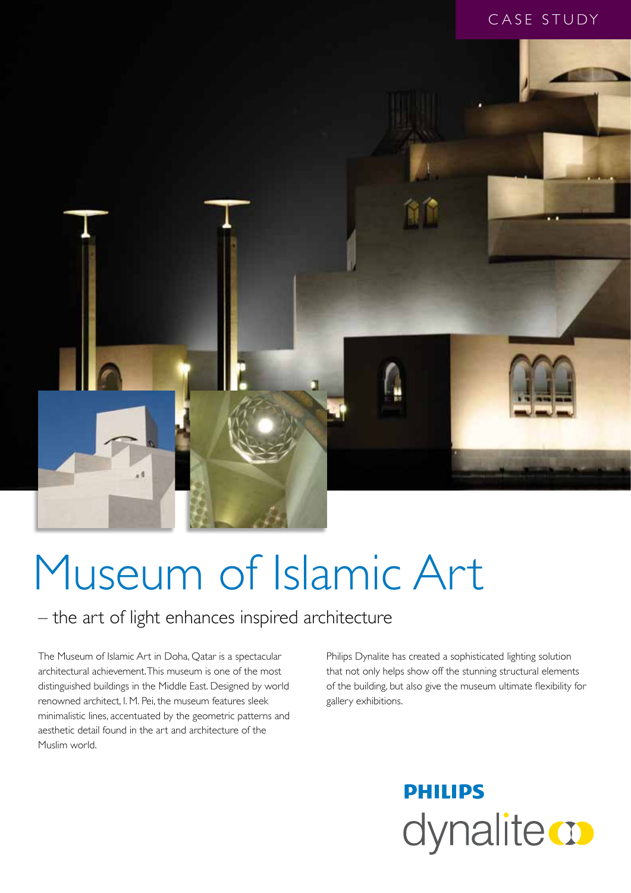CASE STUDY

# Museum of Islamic Art

## – the art of light enhances inspired architecture

The Museum of Islamic Art in Doha, Qatar is a spectacular architectural achievement. This museum is one of the most distinguished buildings in the Middle East. Designed by world renowned architect, I. M. Pei, the museum features sleek minimalistic lines, accentuated by the geometric patterns and aesthetic detail found in the art and architecture of the Muslim world.

Philips Dynalite has created a sophisticated lighting solution that not only helps show off the stunning structural elements of the building, but also give the museum ultimate flexibility for gallery exhibitions.

PHILIPS
dynalite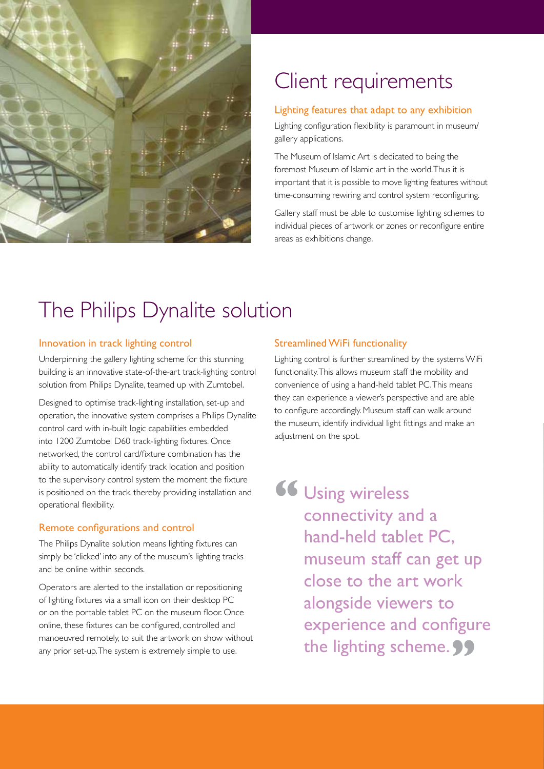## Client requirements

### Lighting features that adapt to any exhibition

Lighting configuration flexibility is paramount in museum/gallery applications.

The Museum of Islamic Art is dedicated to being the foremost Museum of Islamic art in the world. Thus it is important that it is possible to move lighting features without time-consuming rewiring and control system reconfiguring.

Gallery staff must be able to customise lighting schemes to individual pieces of artwork or zones or reconfigure entire areas as exhibitions change.

## The Philips Dynalite solution

### Innovation in track lighting control

Underpinning the gallery lighting scheme for this stunning building is an innovative state-of-the-art track-lighting control solution from Philips Dynalite, teamed up with Zumtobel.

Designed to optimise track-lighting installation, set-up and operation, the innovative system comprises a Philips Dynalite control card with in-built logic capabilities embedded into 1200 Zumtobel D60 track-lighting fixtures. Once networked, the control card/fixture combination has the ability to automatically identify track location and position to the supervisory control system the moment the fixture is positioned on the track, thereby providing installation and operational flexibility.

### Remote configurations and control

The Philips Dynalite solution means lighting fixtures can simply be 'clicked' into any of the museum's lighting tracks and be online within seconds.

Operators are alerted to the installation or repositioning of lighting fixtures via a small icon on their desktop PC or on the portable tablet PC on the museum floor. Once online, these fixtures can be configured, controlled and manoeuvred remotely, to suit the artwork on show without any prior set-up. The system is extremely simple to use.

### Streamlined WiFi functionality

Lighting control is further streamlined by the systems WiFi functionality. This allows museum staff the mobility and convenience of using a hand-held tablet PC. This means they can experience a viewer's perspective and are able to configure accordingly. Museum staff can walk around the museum, identify individual light fittings and make an adjustment on the spot.

> "Using wireless connectivity and a hand-held tablet PC, museum staff can get up close to the art work alongside viewers to experience and configure the lighting scheme."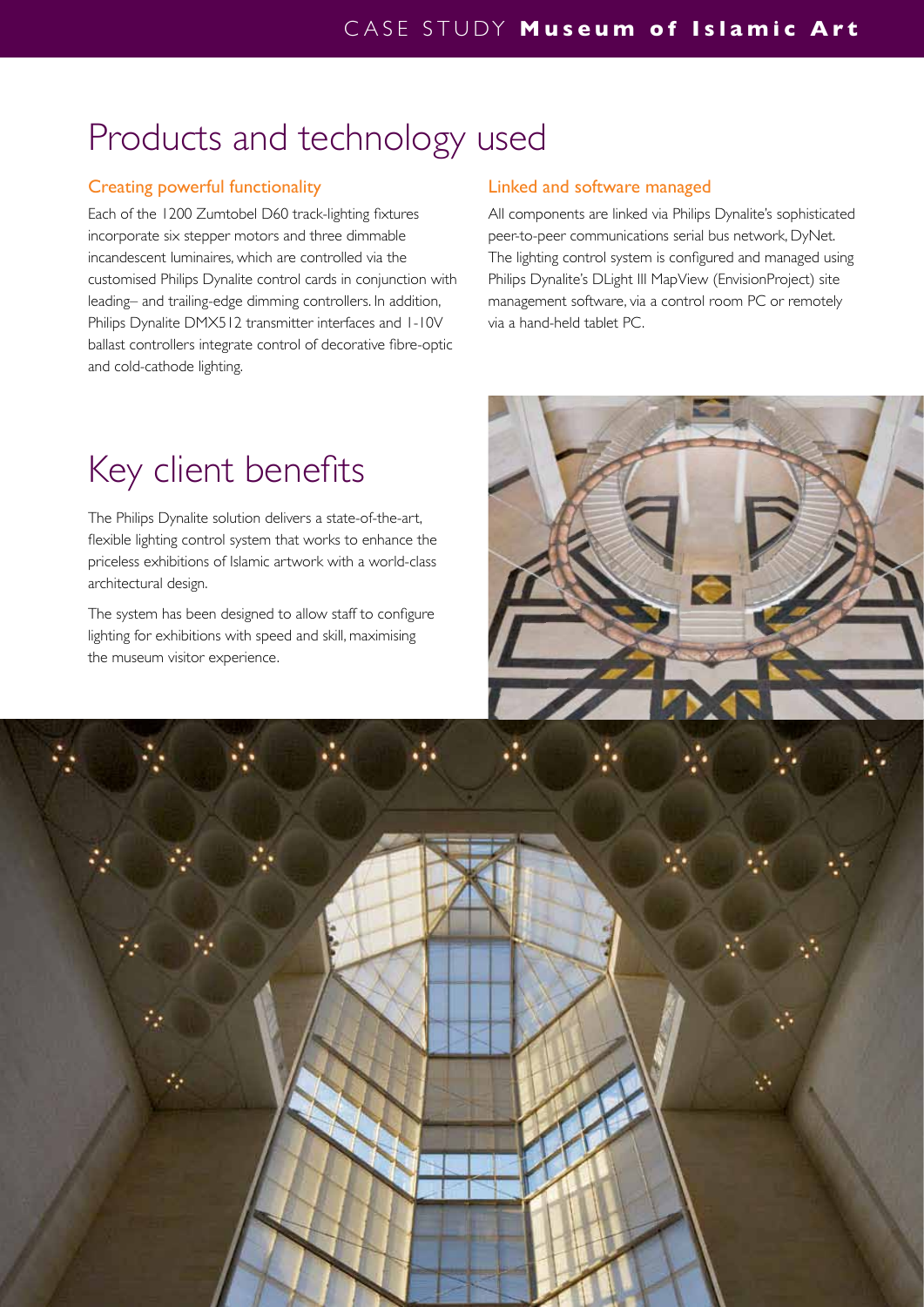# Products and technology used

### Creating powerful functionality

Each of the 1200 Zumtobel D60 track-lighting fixtures incorporate six stepper motors and three dimmable incandescent luminaires, which are controlled via the customised Philips Dynalite control cards in conjunction with leading– and trailing-edge dimming controllers. In addition, Philips Dynalite DMX512 transmitter interfaces and 1-10V ballast controllers integrate control of decorative fibre-optic and cold-cathode lighting.

### Linked and software managed

All components are linked via Philips Dynalite's sophisticated peer-to-peer communications serial bus network, DyNet. The lighting control system is configured and managed using Philips Dynalite's DLight III MapView (EnvisionProject) site management software, via a control room PC or remotely via a hand-held tablet PC.

# Key client benefits

The Philips Dynalite solution delivers a state-of-the-art, flexible lighting control system that works to enhance the priceless exhibitions of Islamic artwork with a world-class architectural design.

The system has been designed to allow staff to configure lighting for exhibitions with speed and skill, maximising the museum visitor experience.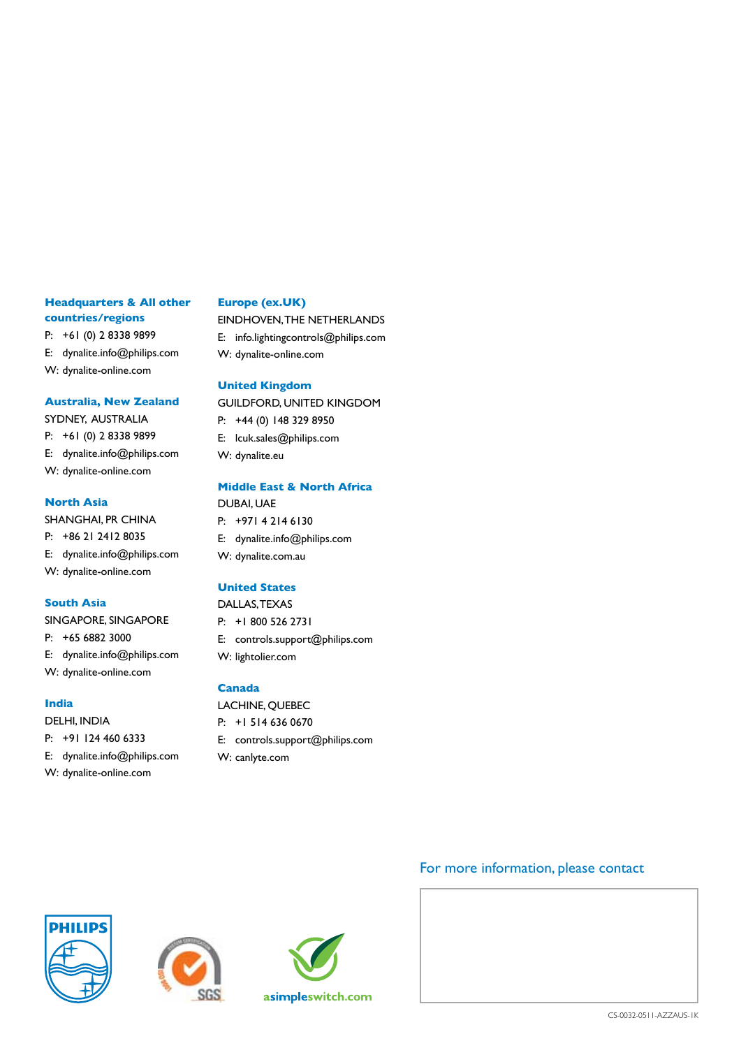### Headquarters & All other countries/regions

P: +61 (0) 2 8338 9899
E: dynalite.info@philips.com
W: dynalite-online.com

### Australia, New Zealand

SYDNEY, AUSTRALIA
P: +61 (0) 2 8338 9899
E: dynalite.info@philips.com
W: dynalite-online.com

### North Asia

SHANGHAI, PR CHINA
P: +86 21 2412 8035
E: dynalite.info@philips.com
W: dynalite-online.com

### South Asia

SINGAPORE, SINGAPORE
P: +65 6882 3000
E: dynalite.info@philips.com
W: dynalite-online.com

### India

DELHI, INDIA
P: +91 124 460 6333
E: dynalite.info@philips.com
W: dynalite-online.com

### Europe (ex.UK)

EINDHOVEN, THE NETHERLANDS
E: info.lightingcontrols@philips.com
W: dynalite-online.com

### United Kingdom

GUILDFORD, UNITED KINGDOM
P: +44 (0) 148 329 8950
E: lcuk.sales@philips.com
W: dynalite.eu

### Middle East & North Africa

DUBAI, UAE
P: +971 4 214 6130
E: dynalite.info@philips.com
W: dynalite.com.au

### United States

DALLAS, TEXAS
P: +1 800 526 2731
E: controls.support@philips.com
W: lightolier.com

### Canada

LACHINE, QUEBEC
P: +1 514 636 0670
E: controls.support@philips.com
W: canlyte.com

PHILIPS

SGS ISO 9001

asimpleswitch.com

For more information, please contact

CS-0032-0511-AZZAUS-1K